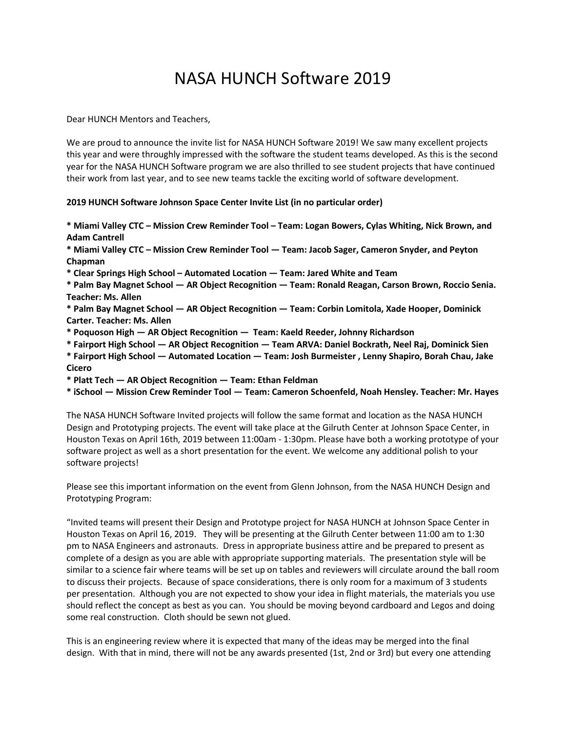# NASA HUNCH Software 2019

Dear HUNCH Mentors and Teachers,

We are proud to announce the invite list for NASA HUNCH Software 2019! We saw many excellent projects this year and were throughly impressed with the software the student teams developed. As this is the second year for the NASA HUNCH Software program we are also thrilled to see student projects that have continued their work from last year, and to see new teams tackle the exciting world of software development.

**2019 HUNCH Software Johnson Space Center Invite List (in no particular order)**

**\* Miami Valley CTC – Mission Crew Reminder Tool – Team: Logan Bowers, Cylas Whiting, Nick Brown, and Adam Cantrell**
**\* Miami Valley CTC – Mission Crew Reminder Tool — Team: Jacob Sager, Cameron Snyder, and Peyton Chapman**
**\* Clear Springs High School – Automated Location — Team: Jared White and Team**
**\* Palm Bay Magnet School — AR Object Recognition — Team: Ronald Reagan, Carson Brown, Roccio Senia. Teacher: Ms. Allen**
**\* Palm Bay Magnet School — AR Object Recognition — Team: Corbin Lomitola, Xade Hooper, Dominick Carter. Teacher: Ms. Allen**
**\* Poquoson High — AR Object Recognition — Team: Kaeld Reeder, Johnny Richardson**
**\* Fairport High School — AR Object Recognition — Team ARVA: Daniel Bockrath, Neel Raj, Dominick Sien**
**\* Fairport High School — Automated Location — Team: Josh Burmeister , Lenny Shapiro, Borah Chau, Jake Cicero**
**\* Platt Tech — AR Object Recognition — Team: Ethan Feldman**
**\* iSchool — Mission Crew Reminder Tool — Team: Cameron Schoenfeld, Noah Hensley. Teacher: Mr. Hayes**

The NASA HUNCH Software Invited projects will follow the same format and location as the NASA HUNCH Design and Prototyping projects. The event will take place at the Gilruth Center at Johnson Space Center, in Houston Texas on April 16th, 2019 between 11:00am - 1:30pm. Please have both a working prototype of your software project as well as a short presentation for the event. We welcome any additional polish to your software projects!

Please see this important information on the event from Glenn Johnson, from the NASA HUNCH Design and Prototyping Program:

"Invited teams will present their Design and Prototype project for NASA HUNCH at Johnson Space Center in Houston Texas on April 16, 2019. They will be presenting at the Gilruth Center between 11:00 am to 1:30 pm to NASA Engineers and astronauts. Dress in appropriate business attire and be prepared to present as complete of a design as you are able with appropriate supporting materials. The presentation style will be similar to a science fair where teams will be set up on tables and reviewers will circulate around the ball room to discuss their projects. Because of space considerations, there is only room for a maximum of 3 students per presentation. Although you are not expected to show your idea in flight materials, the materials you use should reflect the concept as best as you can. You should be moving beyond cardboard and Legos and doing some real construction. Cloth should be sewn not glued.

This is an engineering review where it is expected that many of the ideas may be merged into the final design. With that in mind, there will not be any awards presented (1st, 2nd or 3rd) but every one attending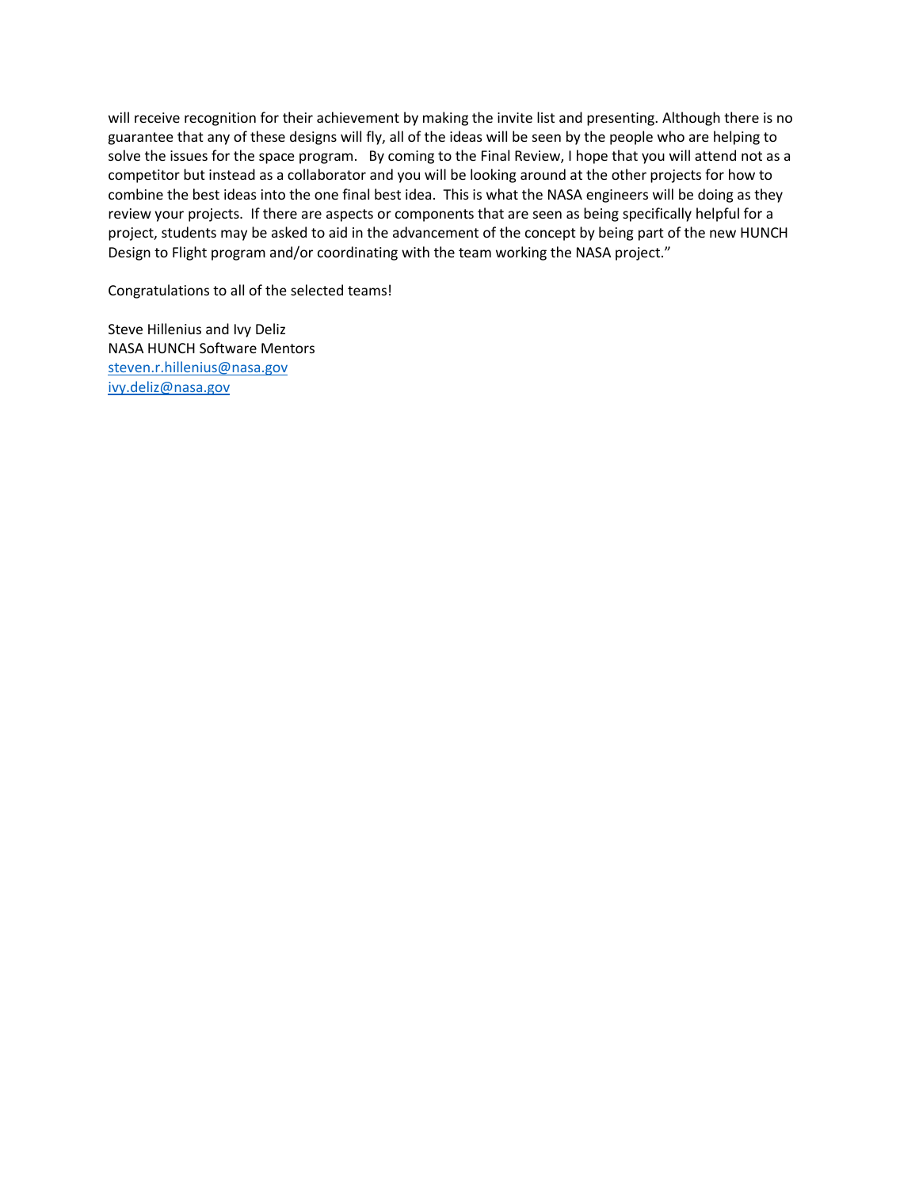will receive recognition for their achievement by making the invite list and presenting. Although there is no guarantee that any of these designs will fly, all of the ideas will be seen by the people who are helping to solve the issues for the space program. By coming to the Final Review, I hope that you will attend not as a competitor but instead as a collaborator and you will be looking around at the other projects for how to combine the best ideas into the one final best idea. This is what the NASA engineers will be doing as they review your projects. If there are aspects or components that are seen as being specifically helpful for a project, students may be asked to aid in the advancement of the concept by being part of the new HUNCH Design to Flight program and/or coordinating with the team working the NASA project."

Congratulations to all of the selected teams!

Steve Hillenius and Ivy Deliz  
NASA HUNCH Software Mentors  
steven.r.hillenius@nasa.gov  
ivy.deliz@nasa.gov